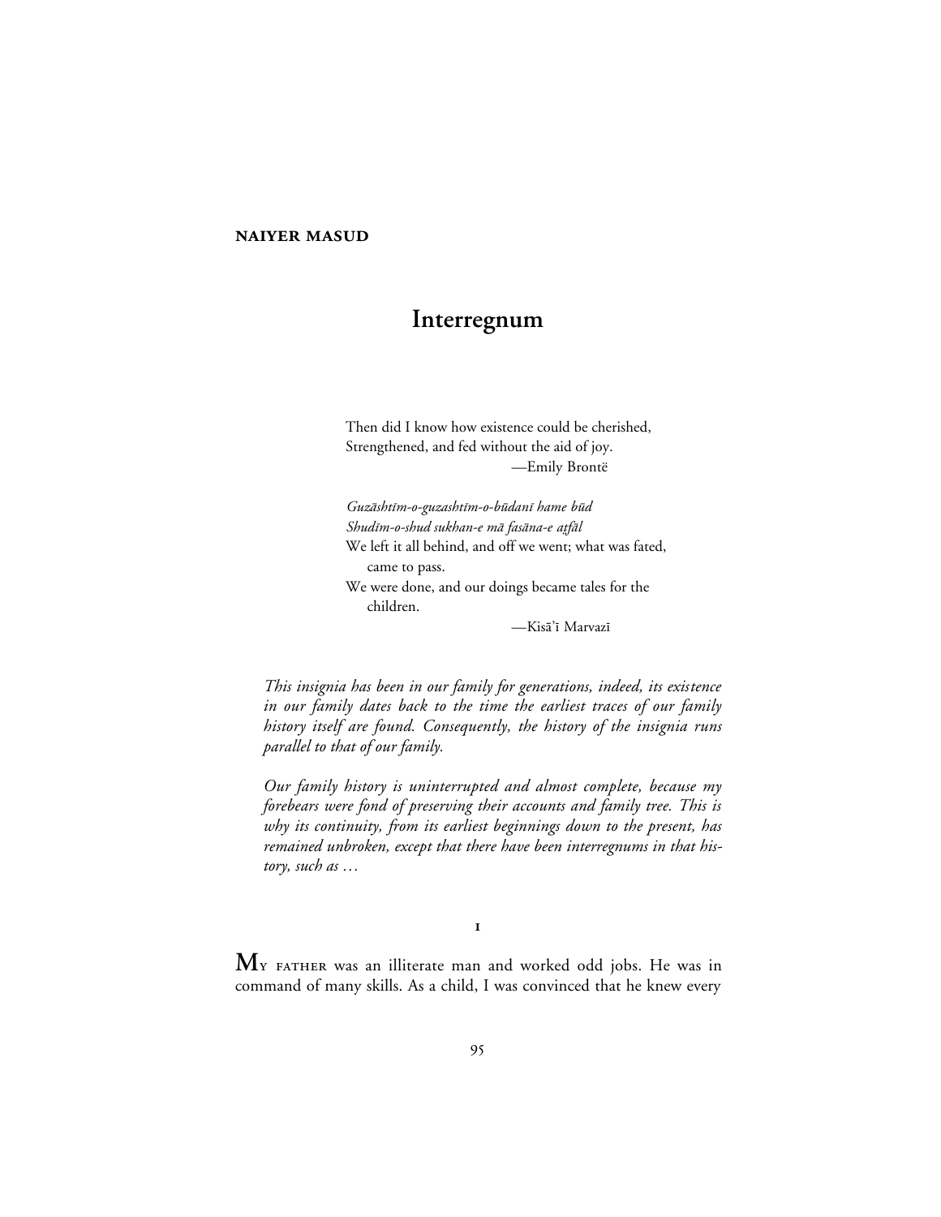**NAIYER MASUD**

# Interregnum

> Then did I know how existence could be cherished,
> Strengthened, and fed without the aid of joy.
>
> —Emily Brontë

> *Guzāshtīm-o-guzashtīm-o-būdanī hame būd*
> *Shudīm-o-shud sukhan-e mā fasāna-e aṭfāl*
> We left it all behind, and off we went; what was fated, came to pass.
> We were done, and our doings became tales for the children.
>
> —Kisā'ī Marvazī

*This insignia has been in our family for generations, indeed, its existence in our family dates back to the time the earliest traces of our family history itself are found. Consequently, the history of the insignia runs parallel to that of our family.*

*Our family history is uninterrupted and almost complete, because my forebears were fond of preserving their accounts and family tree. This is why its continuity, from its earliest beginnings down to the present, has remained unbroken, except that there have been interregnums in that history, such as …*

## 1

**M**y father was an illiterate man and worked odd jobs. He was in command of many skills. As a child, I was convinced that he knew every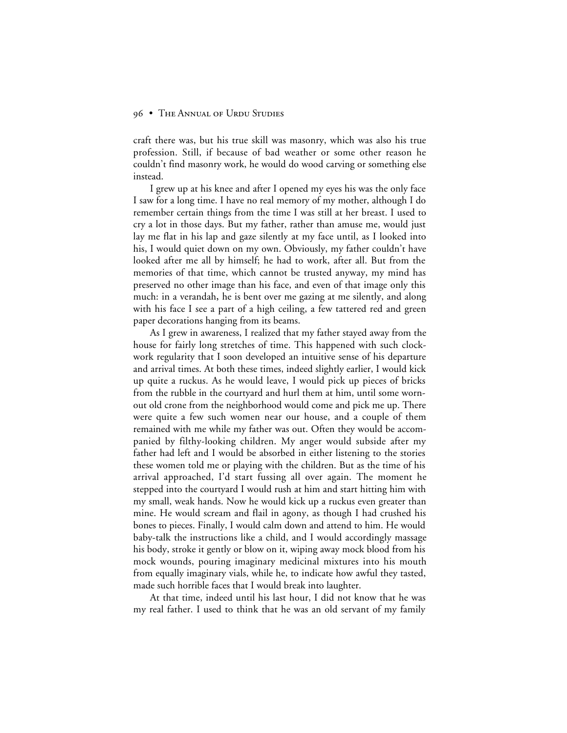craft there was, but his true skill was masonry, which was also his true profession. Still, if because of bad weather or some other reason he couldn't find masonry work, he would do wood carving or something else instead.

I grew up at his knee and after I opened my eyes his was the only face I saw for a long time. I have no real memory of my mother, although I do remember certain things from the time I was still at her breast. I used to cry a lot in those days. But my father, rather than amuse me, would just lay me flat in his lap and gaze silently at my face until, as I looked into his, I would quiet down on my own. Obviously, my father couldn't have looked after me all by himself; he had to work, after all. But from the memories of that time, which cannot be trusted anyway, my mind has preserved no other image than his face, and even of that image only this much: in a verandah, he is bent over me gazing at me silently, and along with his face I see a part of a high ceiling, a few tattered red and green paper decorations hanging from its beams.

As I grew in awareness, I realized that my father stayed away from the house for fairly long stretches of time. This happened with such clockwork regularity that I soon developed an intuitive sense of his departure and arrival times. At both these times, indeed slightly earlier, I would kick up quite a ruckus. As he would leave, I would pick up pieces of bricks from the rubble in the courtyard and hurl them at him, until some worn-out old crone from the neighborhood would come and pick me up. There were quite a few such women near our house, and a couple of them remained with me while my father was out. Often they would be accompanied by filthy-looking children. My anger would subside after my father had left and I would be absorbed in either listening to the stories these women told me or playing with the children. But as the time of his arrival approached, I'd start fussing all over again. The moment he stepped into the courtyard I would rush at him and start hitting him with my small, weak hands. Now he would kick up a ruckus even greater than mine. He would scream and flail in agony, as though I had crushed his bones to pieces. Finally, I would calm down and attend to him. He would baby-talk the instructions like a child, and I would accordingly massage his body, stroke it gently or blow on it, wiping away mock blood from his mock wounds, pouring imaginary medicinal mixtures into his mouth from equally imaginary vials, while he, to indicate how awful they tasted, made such horrible faces that I would break into laughter.

At that time, indeed until his last hour, I did not know that he was my real father. I used to think that he was an old servant of my family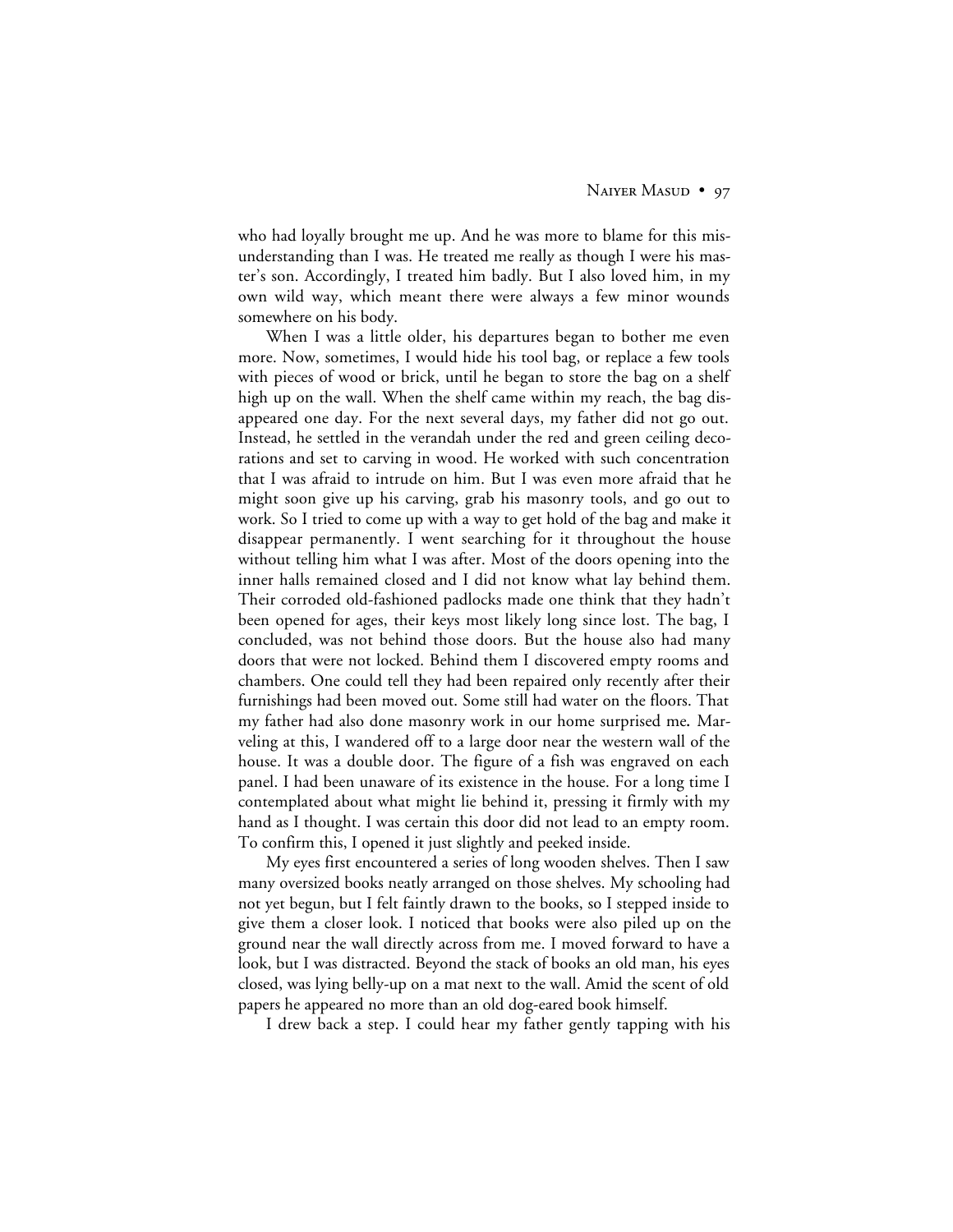who had loyally brought me up. And he was more to blame for this misunderstanding than I was. He treated me really as though I were his master's son. Accordingly, I treated him badly. But I also loved him, in my own wild way, which meant there were always a few minor wounds somewhere on his body.

When I was a little older, his departures began to bother me even more. Now, sometimes, I would hide his tool bag, or replace a few tools with pieces of wood or brick, until he began to store the bag on a shelf high up on the wall. When the shelf came within my reach, the bag disappeared one day. For the next several days, my father did not go out. Instead, he settled in the verandah under the red and green ceiling decorations and set to carving in wood. He worked with such concentration that I was afraid to intrude on him. But I was even more afraid that he might soon give up his carving, grab his masonry tools, and go out to work. So I tried to come up with a way to get hold of the bag and make it disappear permanently. I went searching for it throughout the house without telling him what I was after. Most of the doors opening into the inner halls remained closed and I did not know what lay behind them. Their corroded old-fashioned padlocks made one think that they hadn't been opened for ages, their keys most likely long since lost. The bag, I concluded, was not behind those doors. But the house also had many doors that were not locked. Behind them I discovered empty rooms and chambers. One could tell they had been repaired only recently after their furnishings had been moved out. Some still had water on the floors. That my father had also done masonry work in our home surprised me. Marveling at this, I wandered off to a large door near the western wall of the house. It was a double door. The figure of a fish was engraved on each panel. I had been unaware of its existence in the house. For a long time I contemplated about what might lie behind it, pressing it firmly with my hand as I thought. I was certain this door did not lead to an empty room. To confirm this, I opened it just slightly and peeked inside.

My eyes first encountered a series of long wooden shelves. Then I saw many oversized books neatly arranged on those shelves. My schooling had not yet begun, but I felt faintly drawn to the books, so I stepped inside to give them a closer look. I noticed that books were also piled up on the ground near the wall directly across from me. I moved forward to have a look, but I was distracted. Beyond the stack of books an old man, his eyes closed, was lying belly-up on a mat next to the wall. Amid the scent of old papers he appeared no more than an old dog-eared book himself.

I drew back a step. I could hear my father gently tapping with his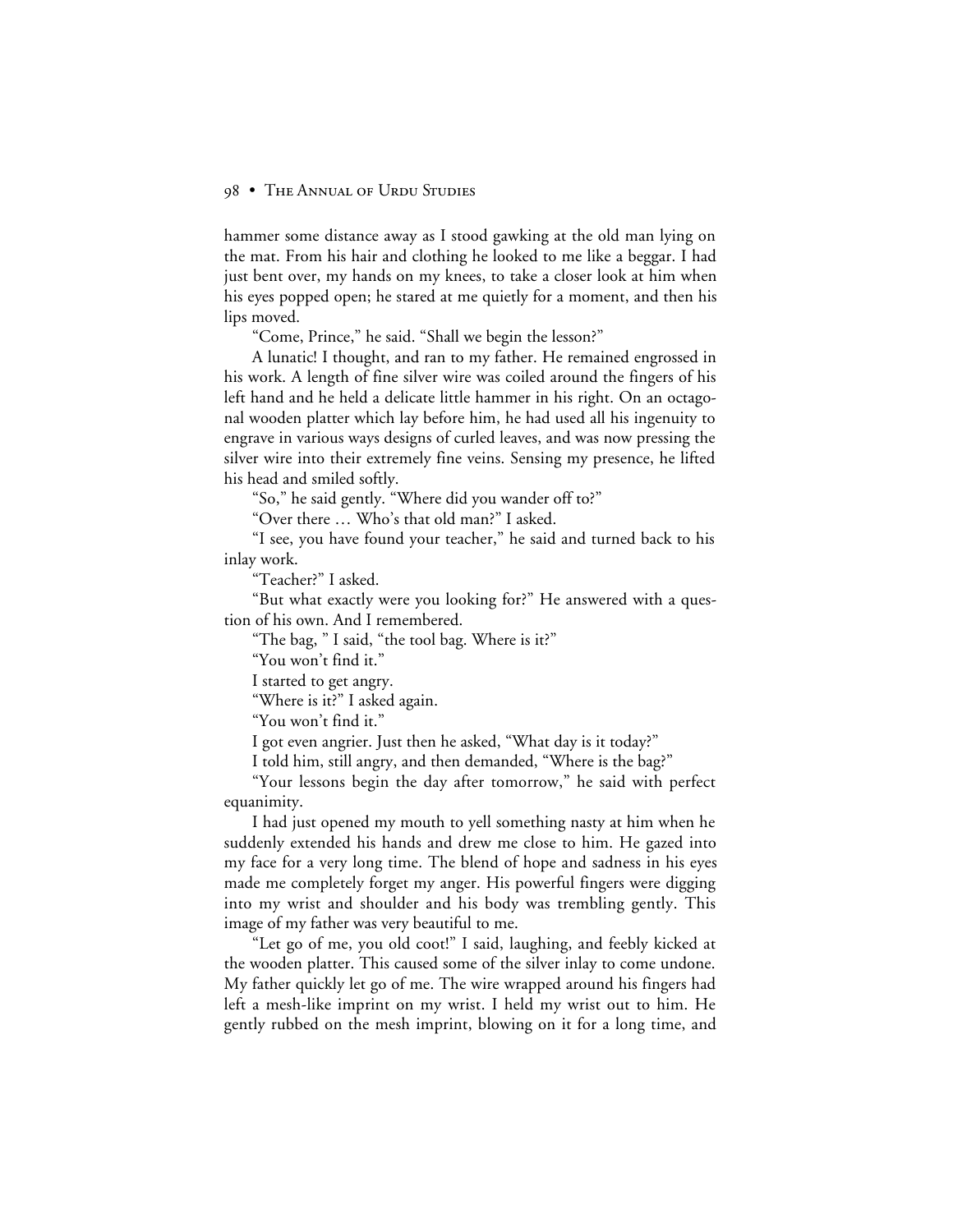hammer some distance away as I stood gawking at the old man lying on the mat. From his hair and clothing he looked to me like a beggar. I had just bent over, my hands on my knees, to take a closer look at him when his eyes popped open; he stared at me quietly for a moment, and then his lips moved.

"Come, Prince," he said. "Shall we begin the lesson?"

A lunatic! I thought, and ran to my father. He remained engrossed in his work. A length of fine silver wire was coiled around the fingers of his left hand and he held a delicate little hammer in his right. On an octagonal wooden platter which lay before him, he had used all his ingenuity to engrave in various ways designs of curled leaves, and was now pressing the silver wire into their extremely fine veins. Sensing my presence, he lifted his head and smiled softly.

"So," he said gently. "Where did you wander off to?"

"Over there … Who's that old man?" I asked.

"I see, you have found your teacher," he said and turned back to his inlay work.

"Teacher?" I asked.

"But what exactly were you looking for?" He answered with a question of his own. And I remembered.

"The bag, " I said, "the tool bag. Where is it?"

"You won't find it."

I started to get angry.

"Where is it?" I asked again.

"You won't find it."

I got even angrier. Just then he asked, "What day is it today?"

I told him, still angry, and then demanded, "Where is the bag?"

"Your lessons begin the day after tomorrow," he said with perfect equanimity.

I had just opened my mouth to yell something nasty at him when he suddenly extended his hands and drew me close to him. He gazed into my face for a very long time. The blend of hope and sadness in his eyes made me completely forget my anger. His powerful fingers were digging into my wrist and shoulder and his body was trembling gently. This image of my father was very beautiful to me.

"Let go of me, you old coot!" I said, laughing, and feebly kicked at the wooden platter. This caused some of the silver inlay to come undone. My father quickly let go of me. The wire wrapped around his fingers had left a mesh-like imprint on my wrist. I held my wrist out to him. He gently rubbed on the mesh imprint, blowing on it for a long time, and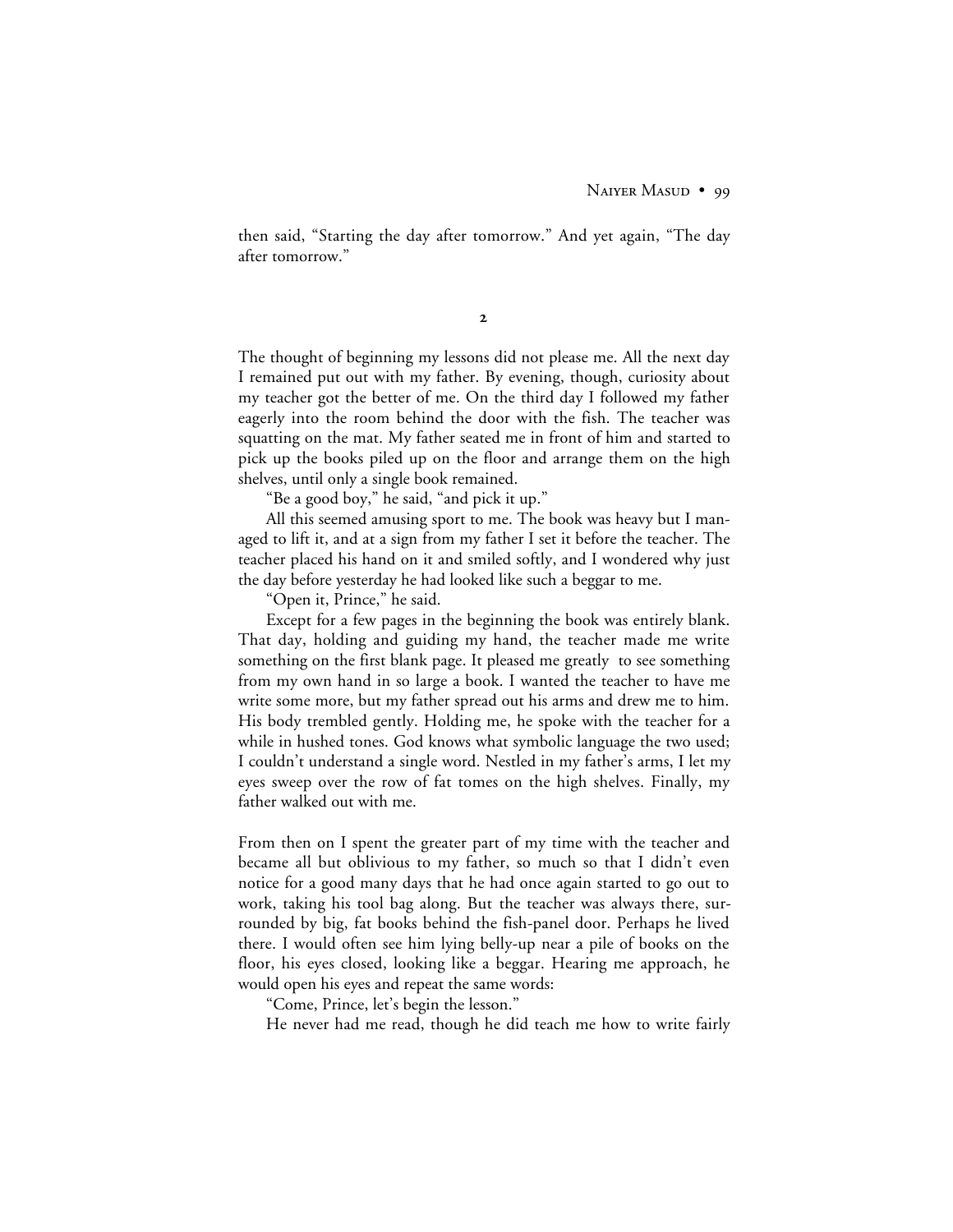then said, "Starting the day after tomorrow." And yet again, "The day after tomorrow."

## 2

The thought of beginning my lessons did not please me. All the next day I remained put out with my father. By evening, though, curiosity about my teacher got the better of me. On the third day I followed my father eagerly into the room behind the door with the fish. The teacher was squatting on the mat. My father seated me in front of him and started to pick up the books piled up on the floor and arrange them on the high shelves, until only a single book remained.

"Be a good boy," he said, "and pick it up."

All this seemed amusing sport to me. The book was heavy but I managed to lift it, and at a sign from my father I set it before the teacher. The teacher placed his hand on it and smiled softly, and I wondered why just the day before yesterday he had looked like such a beggar to me.

"Open it, Prince," he said.

Except for a few pages in the beginning the book was entirely blank. That day, holding and guiding my hand, the teacher made me write something on the first blank page. It pleased me greatly to see something from my own hand in so large a book. I wanted the teacher to have me write some more, but my father spread out his arms and drew me to him. His body trembled gently. Holding me, he spoke with the teacher for a while in hushed tones. God knows what symbolic language the two used; I couldn't understand a single word. Nestled in my father's arms, I let my eyes sweep over the row of fat tomes on the high shelves. Finally, my father walked out with me.

From then on I spent the greater part of my time with the teacher and became all but oblivious to my father, so much so that I didn't even notice for a good many days that he had once again started to go out to work, taking his tool bag along. But the teacher was always there, surrounded by big, fat books behind the fish-panel door. Perhaps he lived there. I would often see him lying belly-up near a pile of books on the floor, his eyes closed, looking like a beggar. Hearing me approach, he would open his eyes and repeat the same words:

"Come, Prince, let's begin the lesson."

He never had me read, though he did teach me how to write fairly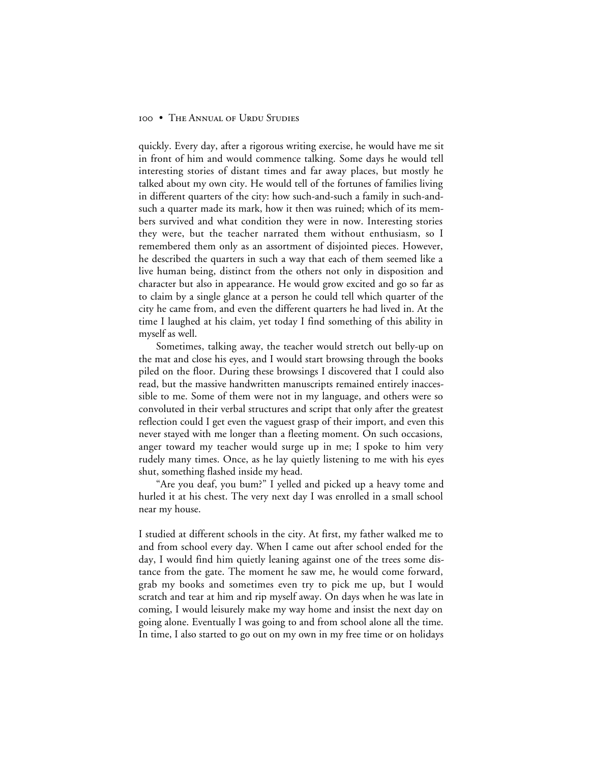quickly. Every day, after a rigorous writing exercise, he would have me sit in front of him and would commence talking. Some days he would tell interesting stories of distant times and far away places, but mostly he talked about my own city. He would tell of the fortunes of families living in different quarters of the city: how such-and-such a family in such-and-such a quarter made its mark, how it then was ruined; which of its members survived and what condition they were in now. Interesting stories they were, but the teacher narrated them without enthusiasm, so I remembered them only as an assortment of disjointed pieces. However, he described the quarters in such a way that each of them seemed like a live human being, distinct from the others not only in disposition and character but also in appearance. He would grow excited and go so far as to claim by a single glance at a person he could tell which quarter of the city he came from, and even the different quarters he had lived in. At the time I laughed at his claim, yet today I find something of this ability in myself as well.

Sometimes, talking away, the teacher would stretch out belly-up on the mat and close his eyes, and I would start browsing through the books piled on the floor. During these browsings I discovered that I could also read, but the massive handwritten manuscripts remained entirely inaccessible to me. Some of them were not in my language, and others were so convoluted in their verbal structures and script that only after the greatest reflection could I get even the vaguest grasp of their import, and even this never stayed with me longer than a fleeting moment. On such occasions, anger toward my teacher would surge up in me; I spoke to him very rudely many times. Once, as he lay quietly listening to me with his eyes shut, something flashed inside my head.

"Are you deaf, you bum?" I yelled and picked up a heavy tome and hurled it at his chest. The very next day I was enrolled in a small school near my house.

I studied at different schools in the city. At first, my father walked me to and from school every day. When I came out after school ended for the day, I would find him quietly leaning against one of the trees some distance from the gate. The moment he saw me, he would come forward, grab my books and sometimes even try to pick me up, but I would scratch and tear at him and rip myself away. On days when he was late in coming, I would leisurely make my way home and insist the next day on going alone. Eventually I was going to and from school alone all the time. In time, I also started to go out on my own in my free time or on holidays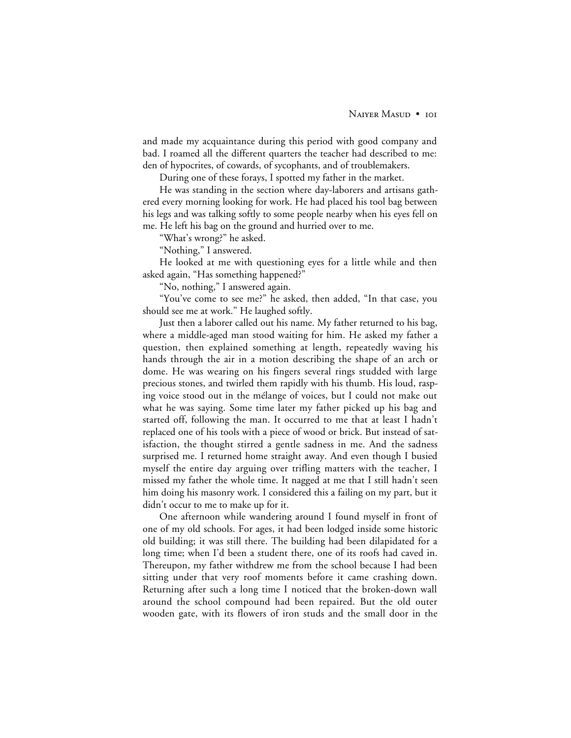and made my acquaintance during this period with good company and bad. I roamed all the different quarters the teacher had described to me: den of hypocrites, of cowards, of sycophants, and of troublemakers.

During one of these forays, I spotted my father in the market.

He was standing in the section where day-laborers and artisans gathered every morning looking for work. He had placed his tool bag between his legs and was talking softly to some people nearby when his eyes fell on me. He left his bag on the ground and hurried over to me.

"What's wrong?" he asked.

"Nothing," I answered.

He looked at me with questioning eyes for a little while and then asked again, "Has something happened?"

"No, nothing," I answered again.

"You've come to see me?" he asked, then added, "In that case, you should see me at work." He laughed softly.

Just then a laborer called out his name. My father returned to his bag, where a middle-aged man stood waiting for him. He asked my father a question, then explained something at length, repeatedly waving his hands through the air in a motion describing the shape of an arch or dome. He was wearing on his fingers several rings studded with large precious stones, and twirled them rapidly with his thumb. His loud, rasping voice stood out in the mélange of voices, but I could not make out what he was saying. Some time later my father picked up his bag and started off, following the man. It occurred to me that at least I hadn't replaced one of his tools with a piece of wood or brick. But instead of satisfaction, the thought stirred a gentle sadness in me. And the sadness surprised me. I returned home straight away. And even though I busied myself the entire day arguing over trifling matters with the teacher, I missed my father the whole time. It nagged at me that I still hadn't seen him doing his masonry work. I considered this a failing on my part, but it didn't occur to me to make up for it.

One afternoon while wandering around I found myself in front of one of my old schools. For ages, it had been lodged inside some historic old building; it was still there. The building had been dilapidated for a long time; when I'd been a student there, one of its roofs had caved in. Thereupon, my father withdrew me from the school because I had been sitting under that very roof moments before it came crashing down. Returning after such a long time I noticed that the broken-down wall around the school compound had been repaired. But the old outer wooden gate, with its flowers of iron studs and the small door in the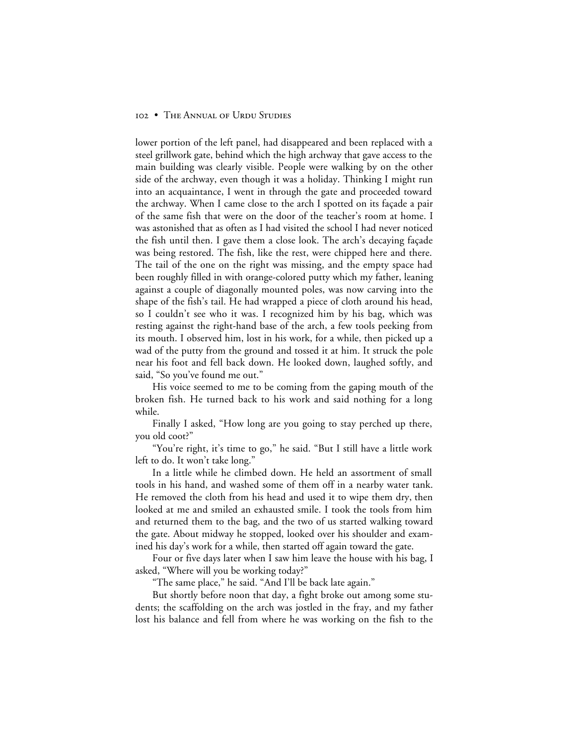lower portion of the left panel, had disappeared and been replaced with a steel grillwork gate, behind which the high archway that gave access to the main building was clearly visible. People were walking by on the other side of the archway, even though it was a holiday. Thinking I might run into an acquaintance, I went in through the gate and proceeded toward the archway. When I came close to the arch I spotted on its façade a pair of the same fish that were on the door of the teacher's room at home. I was astonished that as often as I had visited the school I had never noticed the fish until then. I gave them a close look. The arch's decaying façade was being restored. The fish, like the rest, were chipped here and there. The tail of the one on the right was missing, and the empty space had been roughly filled in with orange-colored putty which my father, leaning against a couple of diagonally mounted poles, was now carving into the shape of the fish's tail. He had wrapped a piece of cloth around his head, so I couldn't see who it was. I recognized him by his bag, which was resting against the right-hand base of the arch, a few tools peeking from its mouth. I observed him, lost in his work, for a while, then picked up a wad of the putty from the ground and tossed it at him. It struck the pole near his foot and fell back down. He looked down, laughed softly, and said, "So you've found me out."

His voice seemed to me to be coming from the gaping mouth of the broken fish. He turned back to his work and said nothing for a long while.

Finally I asked, "How long are you going to stay perched up there, you old coot?"

"You're right, it's time to go," he said. "But I still have a little work left to do. It won't take long."

In a little while he climbed down. He held an assortment of small tools in his hand, and washed some of them off in a nearby water tank. He removed the cloth from his head and used it to wipe them dry, then looked at me and smiled an exhausted smile. I took the tools from him and returned them to the bag, and the two of us started walking toward the gate. About midway he stopped, looked over his shoulder and examined his day's work for a while, then started off again toward the gate.

Four or five days later when I saw him leave the house with his bag, I asked, "Where will you be working today?"

"The same place," he said. "And I'll be back late again."

But shortly before noon that day, a fight broke out among some students; the scaffolding on the arch was jostled in the fray, and my father lost his balance and fell from where he was working on the fish to the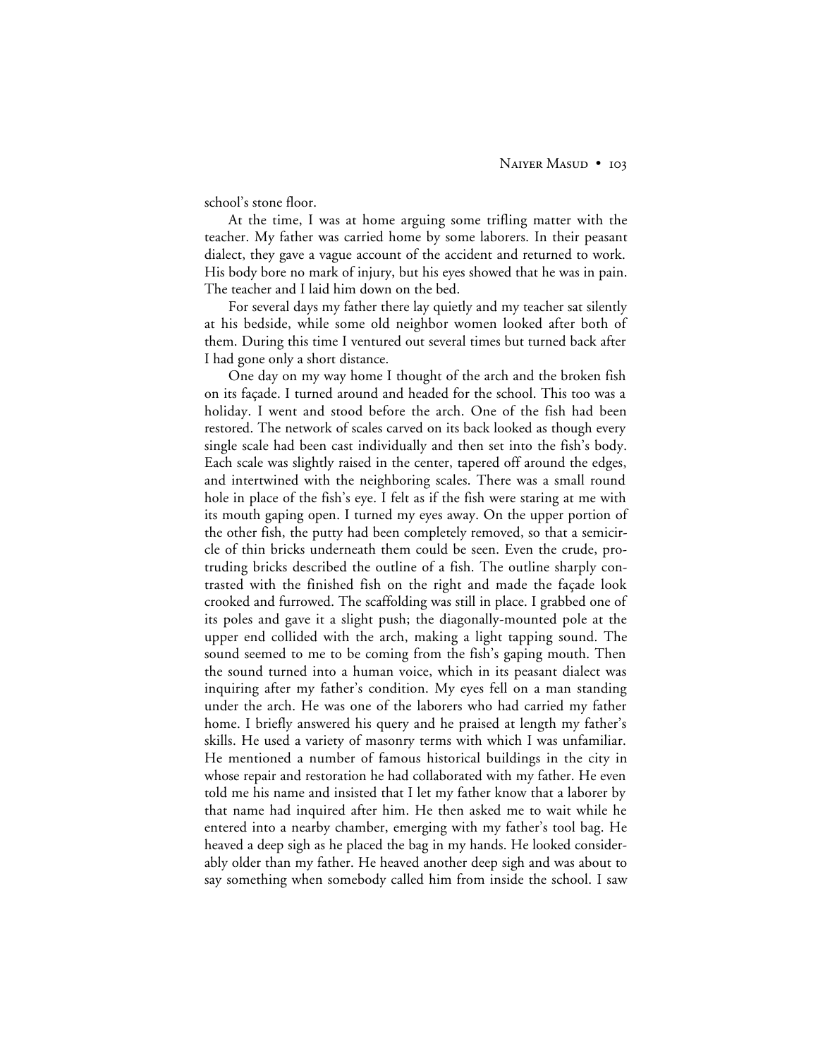school's stone floor.

At the time, I was at home arguing some trifling matter with the teacher. My father was carried home by some laborers. In their peasant dialect, they gave a vague account of the accident and returned to work. His body bore no mark of injury, but his eyes showed that he was in pain. The teacher and I laid him down on the bed.

For several days my father there lay quietly and my teacher sat silently at his bedside, while some old neighbor women looked after both of them. During this time I ventured out several times but turned back after I had gone only a short distance.

One day on my way home I thought of the arch and the broken fish on its façade. I turned around and headed for the school. This too was a holiday. I went and stood before the arch. One of the fish had been restored. The network of scales carved on its back looked as though every single scale had been cast individually and then set into the fish's body. Each scale was slightly raised in the center, tapered off around the edges, and intertwined with the neighboring scales. There was a small round hole in place of the fish's eye. I felt as if the fish were staring at me with its mouth gaping open. I turned my eyes away. On the upper portion of the other fish, the putty had been completely removed, so that a semicircle of thin bricks underneath them could be seen. Even the crude, protruding bricks described the outline of a fish. The outline sharply contrasted with the finished fish on the right and made the façade look crooked and furrowed. The scaffolding was still in place. I grabbed one of its poles and gave it a slight push; the diagonally-mounted pole at the upper end collided with the arch, making a light tapping sound. The sound seemed to me to be coming from the fish's gaping mouth. Then the sound turned into a human voice, which in its peasant dialect was inquiring after my father's condition. My eyes fell on a man standing under the arch. He was one of the laborers who had carried my father home. I briefly answered his query and he praised at length my father's skills. He used a variety of masonry terms with which I was unfamiliar. He mentioned a number of famous historical buildings in the city in whose repair and restoration he had collaborated with my father. He even told me his name and insisted that I let my father know that a laborer by that name had inquired after him. He then asked me to wait while he entered into a nearby chamber, emerging with my father's tool bag. He heaved a deep sigh as he placed the bag in my hands. He looked considerably older than my father. He heaved another deep sigh and was about to say something when somebody called him from inside the school. I saw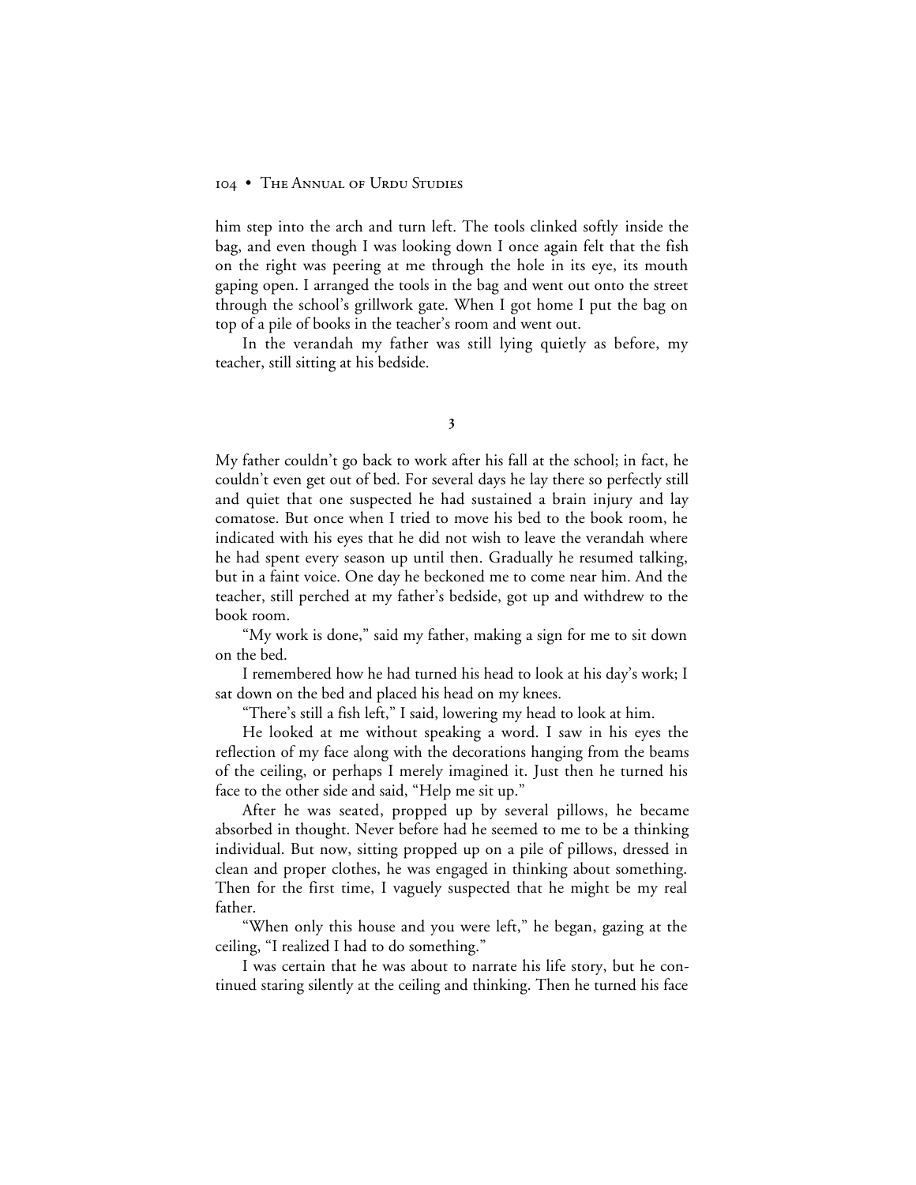him step into the arch and turn left. The tools clinked softly inside the bag, and even though I was looking down I once again felt that the fish on the right was peering at me through the hole in its eye, its mouth gaping open. I arranged the tools in the bag and went out onto the street through the school's grillwork gate. When I got home I put the bag on top of a pile of books in the teacher's room and went out.

In the verandah my father was still lying quietly as before, my teacher, still sitting at his bedside.

## 3

My father couldn't go back to work after his fall at the school; in fact, he couldn't even get out of bed. For several days he lay there so perfectly still and quiet that one suspected he had sustained a brain injury and lay comatose. But once when I tried to move his bed to the book room, he indicated with his eyes that he did not wish to leave the verandah where he had spent every season up until then. Gradually he resumed talking, but in a faint voice. One day he beckoned me to come near him. And the teacher, still perched at my father's bedside, got up and withdrew to the book room.

"My work is done," said my father, making a sign for me to sit down on the bed.

I remembered how he had turned his head to look at his day's work; I sat down on the bed and placed his head on my knees.

"There's still a fish left," I said, lowering my head to look at him.

He looked at me without speaking a word. I saw in his eyes the reflection of my face along with the decorations hanging from the beams of the ceiling, or perhaps I merely imagined it. Just then he turned his face to the other side and said, "Help me sit up."

After he was seated, propped up by several pillows, he became absorbed in thought. Never before had he seemed to me to be a thinking individual. But now, sitting propped up on a pile of pillows, dressed in clean and proper clothes, he was engaged in thinking about something. Then for the first time, I vaguely suspected that he might be my real father.

"When only this house and you were left," he began, gazing at the ceiling, "I realized I had to do something."

I was certain that he was about to narrate his life story, but he continued staring silently at the ceiling and thinking. Then he turned his face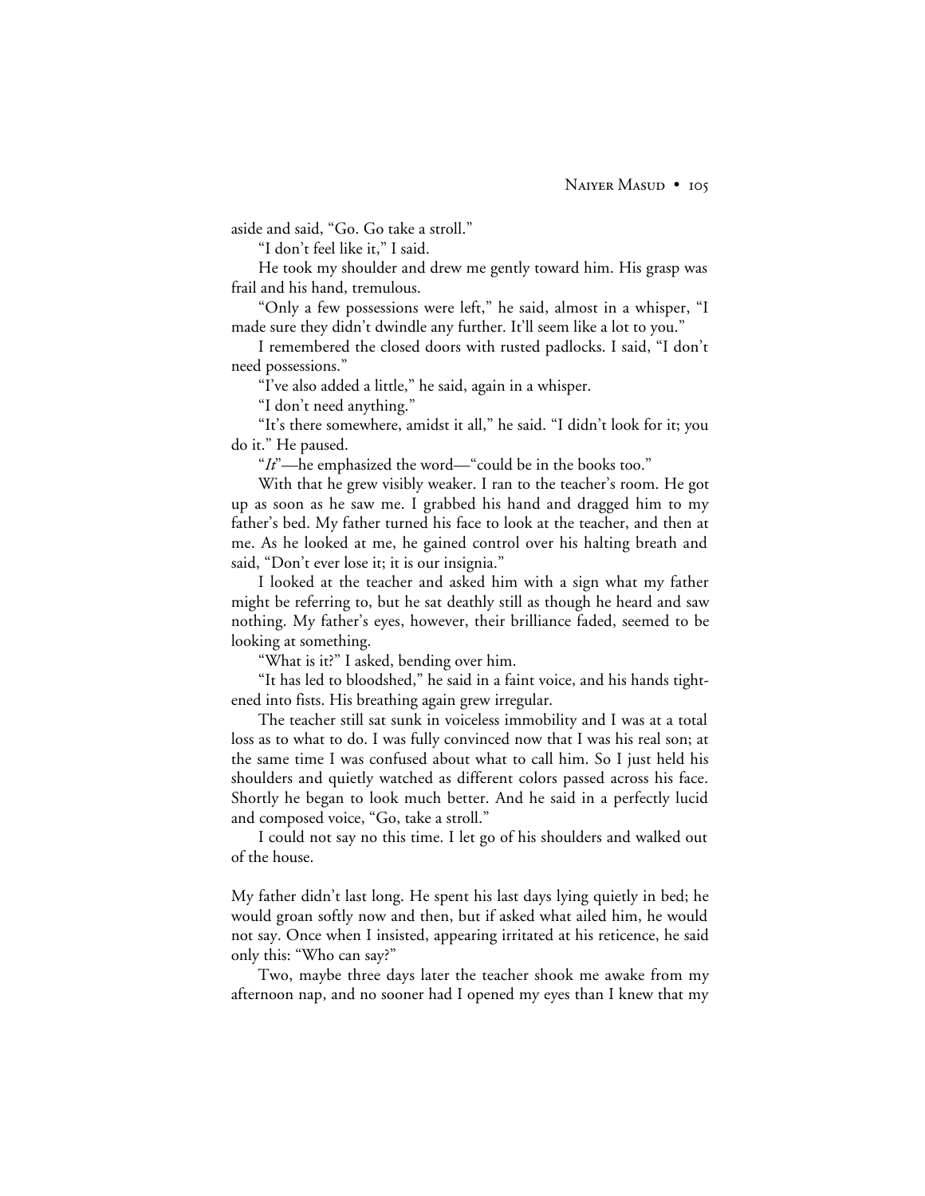aside and said, "Go. Go take a stroll."

"I don't feel like it," I said.

He took my shoulder and drew me gently toward him. His grasp was frail and his hand, tremulous.

"Only a few possessions were left," he said, almost in a whisper, "I made sure they didn't dwindle any further. It'll seem like a lot to you."

I remembered the closed doors with rusted padlocks. I said, "I don't need possessions."

"I've also added a little," he said, again in a whisper.

"I don't need anything."

"It's there somewhere, amidst it all," he said. "I didn't look for it; you do it." He paused.

"*It*"—he emphasized the word—"could be in the books too."

With that he grew visibly weaker. I ran to the teacher's room. He got up as soon as he saw me. I grabbed his hand and dragged him to my father's bed. My father turned his face to look at the teacher, and then at me. As he looked at me, he gained control over his halting breath and said, "Don't ever lose it; it is our insignia."

I looked at the teacher and asked him with a sign what my father might be referring to, but he sat deathly still as though he heard and saw nothing. My father's eyes, however, their brilliance faded, seemed to be looking at something.

"What is it?" I asked, bending over him.

"It has led to bloodshed," he said in a faint voice, and his hands tightened into fists. His breathing again grew irregular.

The teacher still sat sunk in voiceless immobility and I was at a total loss as to what to do. I was fully convinced now that I was his real son; at the same time I was confused about what to call him. So I just held his shoulders and quietly watched as different colors passed across his face. Shortly he began to look much better. And he said in a perfectly lucid and composed voice, "Go, take a stroll."

I could not say no this time. I let go of his shoulders and walked out of the house.

My father didn't last long. He spent his last days lying quietly in bed; he would groan softly now and then, but if asked what ailed him, he would not say. Once when I insisted, appearing irritated at his reticence, he said only this: "Who can say?"

Two, maybe three days later the teacher shook me awake from my afternoon nap, and no sooner had I opened my eyes than I knew that my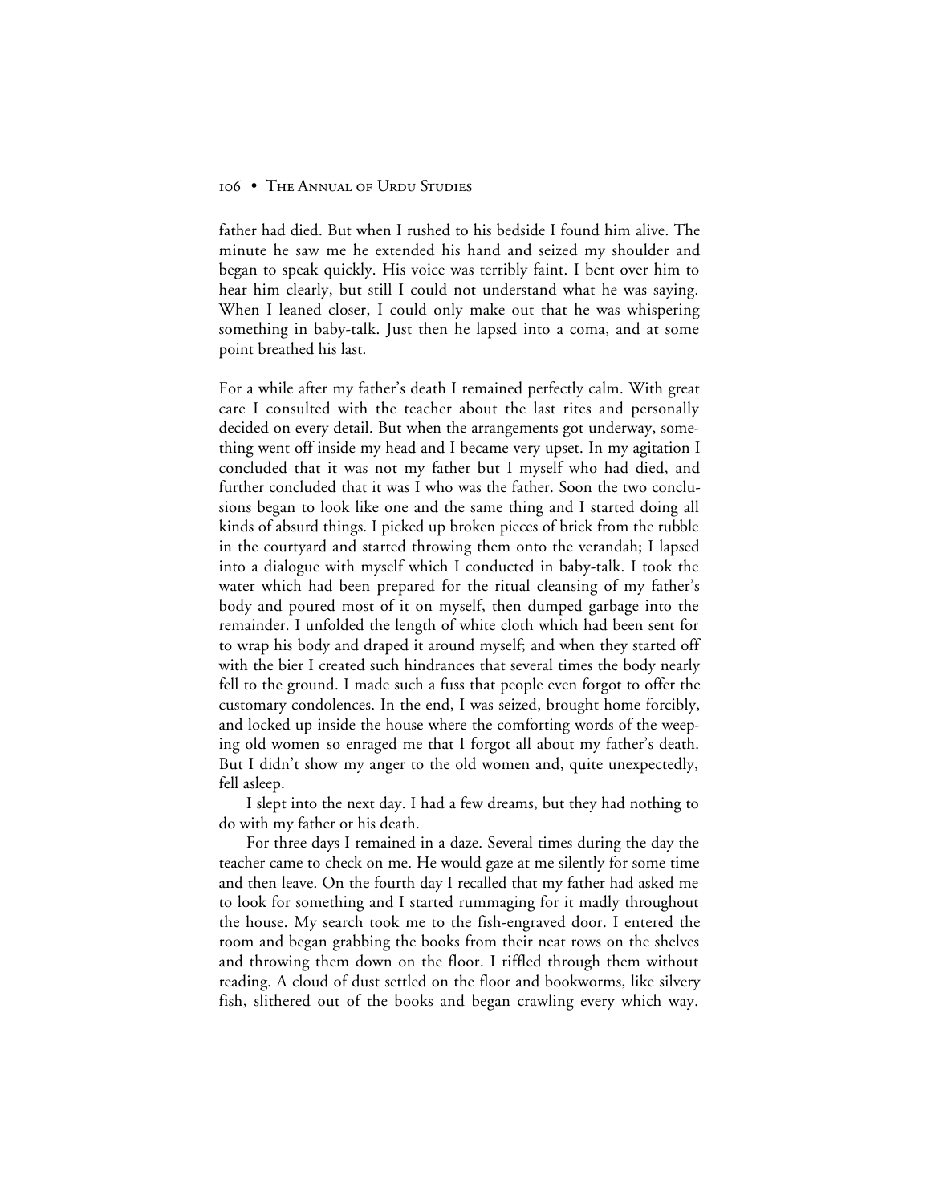father had died. But when I rushed to his bedside I found him alive. The minute he saw me he extended his hand and seized my shoulder and began to speak quickly. His voice was terribly faint. I bent over him to hear him clearly, but still I could not understand what he was saying. When I leaned closer, I could only make out that he was whispering something in baby-talk. Just then he lapsed into a coma, and at some point breathed his last.

For a while after my father's death I remained perfectly calm. With great care I consulted with the teacher about the last rites and personally decided on every detail. But when the arrangements got underway, something went off inside my head and I became very upset. In my agitation I concluded that it was not my father but I myself who had died, and further concluded that it was I who was the father. Soon the two conclusions began to look like one and the same thing and I started doing all kinds of absurd things. I picked up broken pieces of brick from the rubble in the courtyard and started throwing them onto the verandah; I lapsed into a dialogue with myself which I conducted in baby-talk. I took the water which had been prepared for the ritual cleansing of my father's body and poured most of it on myself, then dumped garbage into the remainder. I unfolded the length of white cloth which had been sent for to wrap his body and draped it around myself; and when they started off with the bier I created such hindrances that several times the body nearly fell to the ground. I made such a fuss that people even forgot to offer the customary condolences. In the end, I was seized, brought home forcibly, and locked up inside the house where the comforting words of the weeping old women so enraged me that I forgot all about my father's death. But I didn't show my anger to the old women and, quite unexpectedly, fell asleep.

I slept into the next day. I had a few dreams, but they had nothing to do with my father or his death.

For three days I remained in a daze. Several times during the day the teacher came to check on me. He would gaze at me silently for some time and then leave. On the fourth day I recalled that my father had asked me to look for something and I started rummaging for it madly throughout the house. My search took me to the fish-engraved door. I entered the room and began grabbing the books from their neat rows on the shelves and throwing them down on the floor. I riffled through them without reading. A cloud of dust settled on the floor and bookworms, like silvery fish, slithered out of the books and began crawling every which way.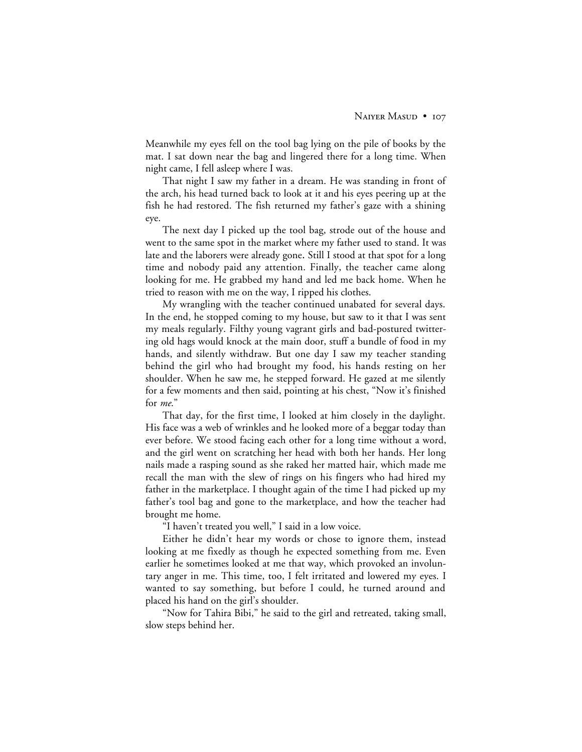Meanwhile my eyes fell on the tool bag lying on the pile of books by the mat. I sat down near the bag and lingered there for a long time. When night came, I fell asleep where I was.

That night I saw my father in a dream. He was standing in front of the arch, his head turned back to look at it and his eyes peering up at the fish he had restored. The fish returned my father's gaze with a shining eye.

The next day I picked up the tool bag, strode out of the house and went to the same spot in the market where my father used to stand. It was late and the laborers were already gone. Still I stood at that spot for a long time and nobody paid any attention. Finally, the teacher came along looking for me. He grabbed my hand and led me back home. When he tried to reason with me on the way, I ripped his clothes.

My wrangling with the teacher continued unabated for several days. In the end, he stopped coming to my house, but saw to it that I was sent my meals regularly. Filthy young vagrant girls and bad-postured twittering old hags would knock at the main door, stuff a bundle of food in my hands, and silently withdraw. But one day I saw my teacher standing behind the girl who had brought my food, his hands resting on her shoulder. When he saw me, he stepped forward. He gazed at me silently for a few moments and then said, pointing at his chest, "Now it's finished for *me*."

That day, for the first time, I looked at him closely in the daylight. His face was a web of wrinkles and he looked more of a beggar today than ever before. We stood facing each other for a long time without a word, and the girl went on scratching her head with both her hands. Her long nails made a rasping sound as she raked her matted hair, which made me recall the man with the slew of rings on his fingers who had hired my father in the marketplace. I thought again of the time I had picked up my father's tool bag and gone to the marketplace, and how the teacher had brought me home.

"I haven't treated you well," I said in a low voice.

Either he didn't hear my words or chose to ignore them, instead looking at me fixedly as though he expected something from me. Even earlier he sometimes looked at me that way, which provoked an involuntary anger in me. This time, too, I felt irritated and lowered my eyes. I wanted to say something, but before I could, he turned around and placed his hand on the girl's shoulder.

"Now for Tahira Bibi," he said to the girl and retreated, taking small, slow steps behind her.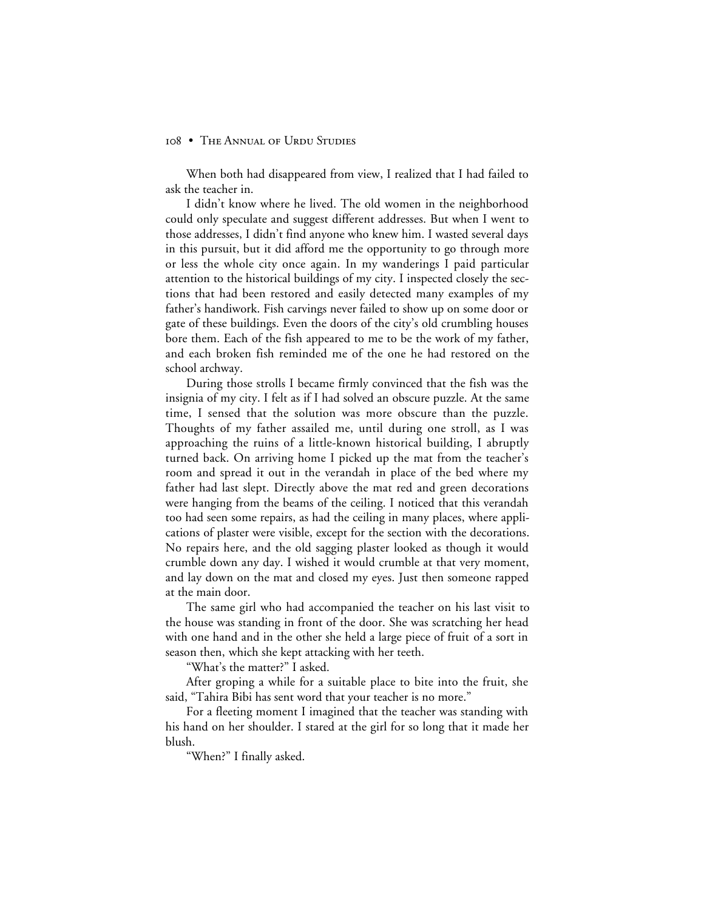When both had disappeared from view, I realized that I had failed to ask the teacher in.

I didn't know where he lived. The old women in the neighborhood could only speculate and suggest different addresses. But when I went to those addresses, I didn't find anyone who knew him. I wasted several days in this pursuit, but it did afford me the opportunity to go through more or less the whole city once again. In my wanderings I paid particular attention to the historical buildings of my city. I inspected closely the sections that had been restored and easily detected many examples of my father's handiwork. Fish carvings never failed to show up on some door or gate of these buildings. Even the doors of the city's old crumbling houses bore them. Each of the fish appeared to me to be the work of my father, and each broken fish reminded me of the one he had restored on the school archway.

During those strolls I became firmly convinced that the fish was the insignia of my city. I felt as if I had solved an obscure puzzle. At the same time, I sensed that the solution was more obscure than the puzzle. Thoughts of my father assailed me, until during one stroll, as I was approaching the ruins of a little-known historical building, I abruptly turned back. On arriving home I picked up the mat from the teacher's room and spread it out in the verandah in place of the bed where my father had last slept. Directly above the mat red and green decorations were hanging from the beams of the ceiling. I noticed that this verandah too had seen some repairs, as had the ceiling in many places, where applications of plaster were visible, except for the section with the decorations. No repairs here, and the old sagging plaster looked as though it would crumble down any day. I wished it would crumble at that very moment, and lay down on the mat and closed my eyes. Just then someone rapped at the main door.

The same girl who had accompanied the teacher on his last visit to the house was standing in front of the door. She was scratching her head with one hand and in the other she held a large piece of fruit of a sort in season then, which she kept attacking with her teeth.

"What's the matter?" I asked.

After groping a while for a suitable place to bite into the fruit, she said, "Tahira Bibi has sent word that your teacher is no more."

For a fleeting moment I imagined that the teacher was standing with his hand on her shoulder. I stared at the girl for so long that it made her blush.

"When?" I finally asked.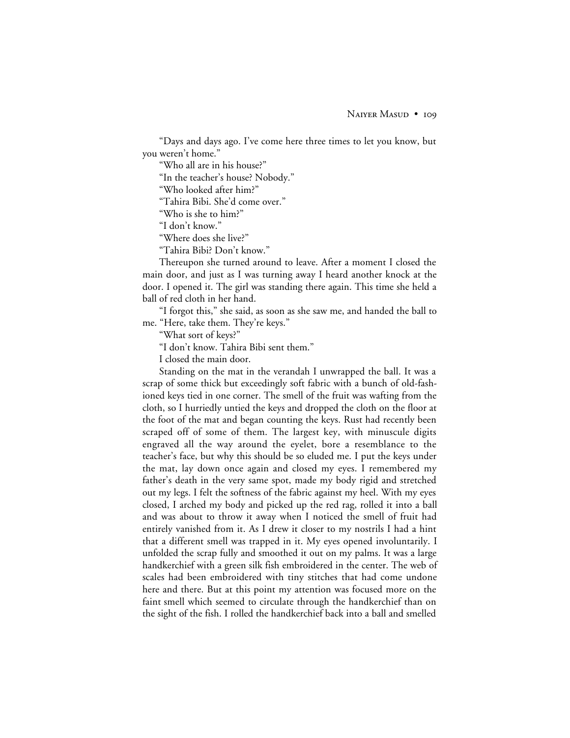"Days and days ago. I've come here three times to let you know, but you weren't home."

"Who all are in his house?"

"In the teacher's house? Nobody."

"Who looked after him?"

"Tahira Bibi. She'd come over."

"Who is she to him?"

"I don't know."

"Where does she live?"

"Tahira Bibi? Don't know."

Thereupon she turned around to leave. After a moment I closed the main door, and just as I was turning away I heard another knock at the door. I opened it. The girl was standing there again. This time she held a ball of red cloth in her hand.

"I forgot this," she said, as soon as she saw me, and handed the ball to me. "Here, take them. They're keys."

"What sort of keys?"

"I don't know. Tahira Bibi sent them."

I closed the main door.

Standing on the mat in the verandah I unwrapped the ball. It was a scrap of some thick but exceedingly soft fabric with a bunch of old-fashioned keys tied in one corner. The smell of the fruit was wafting from the cloth, so I hurriedly untied the keys and dropped the cloth on the floor at the foot of the mat and began counting the keys. Rust had recently been scraped off of some of them. The largest key, with minuscule digits engraved all the way around the eyelet, bore a resemblance to the teacher's face, but why this should be so eluded me. I put the keys under the mat, lay down once again and closed my eyes. I remembered my father's death in the very same spot, made my body rigid and stretched out my legs. I felt the softness of the fabric against my heel. With my eyes closed, I arched my body and picked up the red rag, rolled it into a ball and was about to throw it away when I noticed the smell of fruit had entirely vanished from it. As I drew it closer to my nostrils I had a hint that a different smell was trapped in it. My eyes opened involuntarily. I unfolded the scrap fully and smoothed it out on my palms. It was a large handkerchief with a green silk fish embroidered in the center. The web of scales had been embroidered with tiny stitches that had come undone here and there. But at this point my attention was focused more on the faint smell which seemed to circulate through the handkerchief than on the sight of the fish. I rolled the handkerchief back into a ball and smelled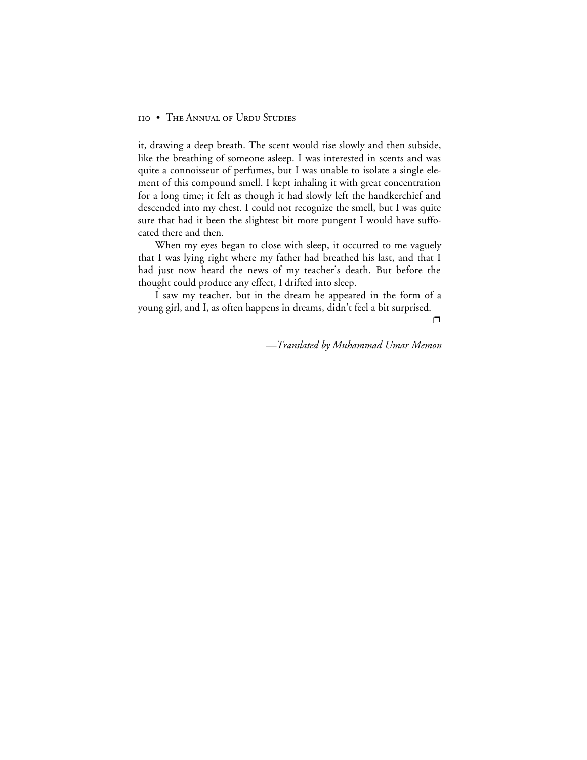it, drawing a deep breath. The scent would rise slowly and then subside, like the breathing of someone asleep. I was interested in scents and was quite a connoisseur of perfumes, but I was unable to isolate a single element of this compound smell. I kept inhaling it with great concentration for a long time; it felt as though it had slowly left the handkerchief and descended into my chest. I could not recognize the smell, but I was quite sure that had it been the slightest bit more pungent I would have suffocated there and then.

When my eyes began to close with sleep, it occurred to me vaguely that I was lying right where my father had breathed his last, and that I had just now heard the news of my teacher's death. But before the thought could produce any effect, I drifted into sleep.

I saw my teacher, but in the dream he appeared in the form of a young girl, and I, as often happens in dreams, didn't feel a bit surprised.

❒

*—Translated by Muhammad Umar Memon*